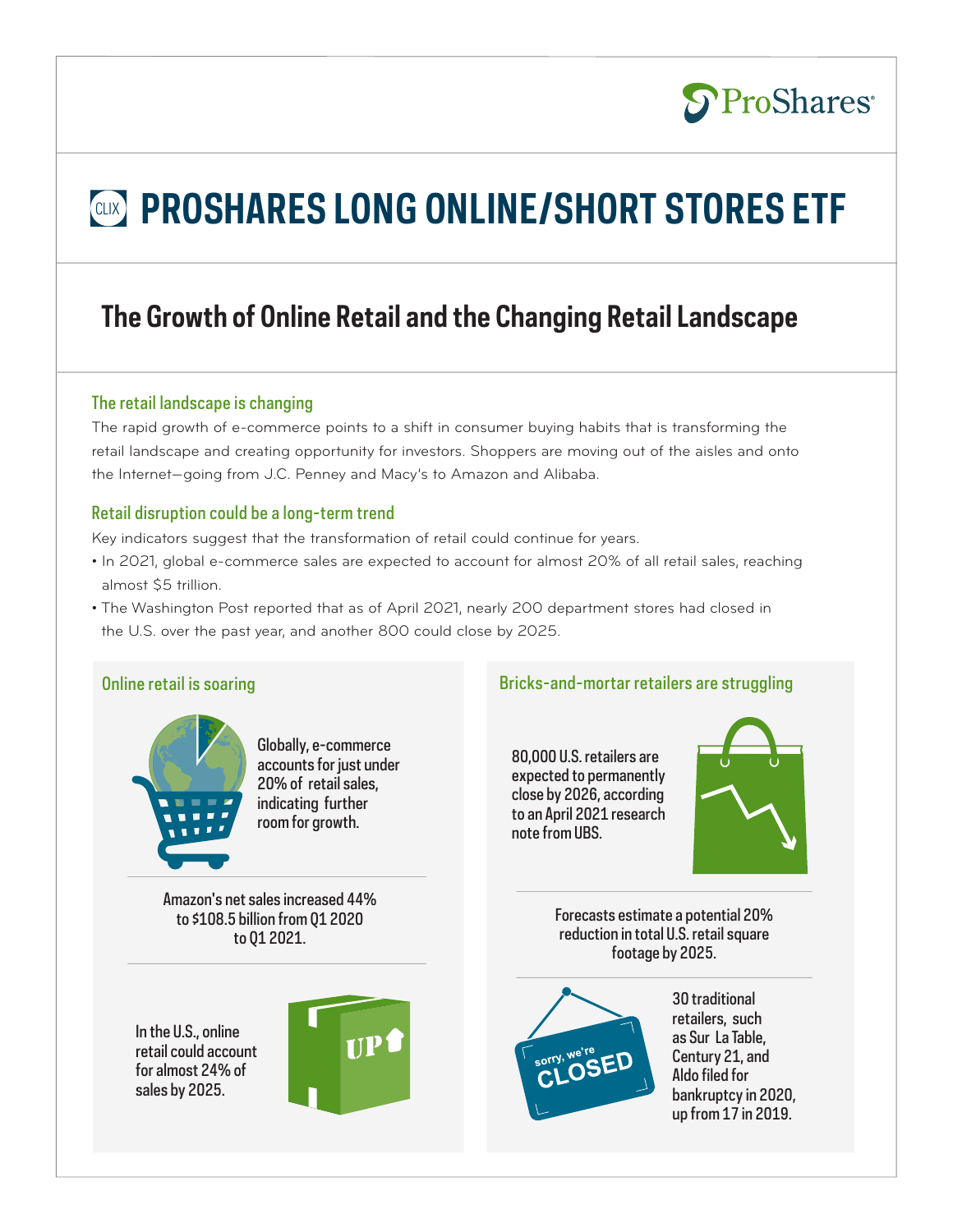# PROSHARES LONG ONLINE/SHORT STORES ETF

## The Growth of Online Retail and the Changing Retail Landscape

### The retail landscape is changing

The rapid growth of e-commerce points to a shift in consumer buying habits that is transforming the retail landscape and creating opportunity for investors. Shoppers are moving out of the aisles and onto the Internet—going from J.C. Penney and Macy's to Amazon and Alibaba.

### Retail disruption could be a long-term trend

Key indicators suggest that the transformation of retail could continue for years.

- In 2021, global e-commerce sales are expected to account for almost 20% of all retail sales, reaching almost $5 trillion.
- The Washington Post reported that as of April 2021, nearly 200 department stores had closed in the U.S. over the past year, and another 800 could close by 2025.

### Online retail is soaring

Globally, e-commerce accounts for just under 20% of retail sales, indicating further room for growth.

Amazon's net sales increased 44% to $108.5 billion from Q1 2020 to Q1 2021.

In the U.S., online retail could account for almost 24% of sales by 2025.

### Bricks-and-mortar retailers are struggling

80,000 U.S. retailers are expected to permanently close by 2026, according to an April 2021 research note from UBS.

Forecasts estimate a potential 20% reduction in total U.S. retail square footage by 2025.

30 traditional retailers, such as Sur La Table, Century 21, and Aldo filed for bankruptcy in 2020, up from 17 in 2019.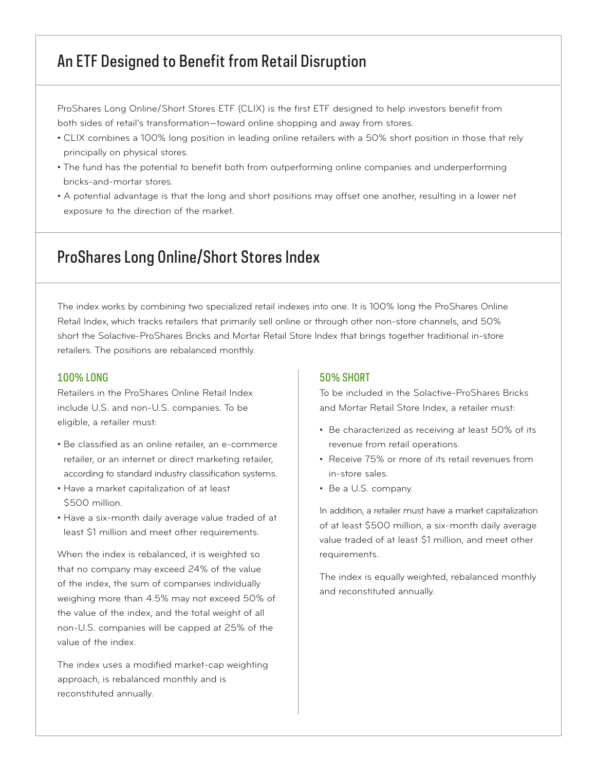## An ETF Designed to Benefit from Retail Disruption

ProShares Long Online/Short Stores ETF (CLIX) is the first ETF designed to help investors benefit from both sides of retail's transformation—toward online shopping and away from stores.

- CLIX combines a 100% long position in leading online retailers with a 50% short position in those that rely principally on physical stores.
- The fund has the potential to benefit both from outperforming online companies and underperforming bricks-and-mortar stores.
- A potential advantage is that the long and short positions may offset one another, resulting in a lower net exposure to the direction of the market.

## ProShares Long Online/Short Stores Index

The index works by combining two specialized retail indexes into one. It is 100% long the ProShares Online Retail Index, which tracks retailers that primarily sell online or through other non-store channels, and 50% short the Solactive-ProShares Bricks and Mortar Retail Store Index that brings together traditional in-store retailers. The positions are rebalanced monthly.

### 100% LONG

Retailers in the ProShares Online Retail Index include U.S. and non-U.S. companies. To be eligible, a retailer must:

- Be classified as an online retailer, an e-commerce retailer, or an internet or direct marketing retailer, according to standard industry classification systems.
- Have a market capitalization of at least $500 million.
- Have a six-month daily average value traded of at least $1 million and meet other requirements.

When the index is rebalanced, it is weighted so that no company may exceed 24% of the value of the index, the sum of companies individually weighing more than 4.5% may not exceed 50% of the value of the index, and the total weight of all non-U.S. companies will be capped at 25% of the value of the index.

The index uses a modified market-cap weighting approach, is rebalanced monthly and is reconstituted annually.

### 50% SHORT

To be included in the Solactive-ProShares Bricks and Mortar Retail Store Index, a retailer must:

- Be characterized as receiving at least 50% of its revenue from retail operations.
- Receive 75% or more of its retail revenues from in-store sales.
- Be a U.S. company.

In addition, a retailer must have a market capitalization of at least $500 million, a six-month daily average value traded of at least $1 million, and meet other requirements.

The index is equally weighted, rebalanced monthly and reconstituted annually.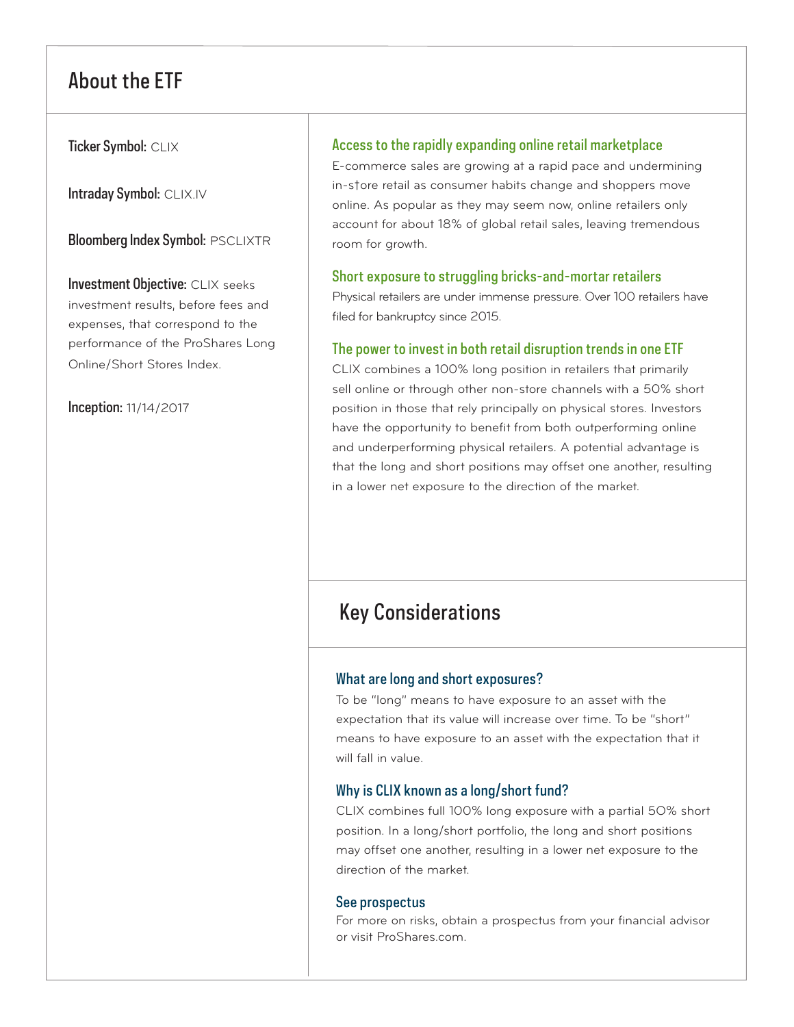## About the ETF

**Ticker Symbol:** CLIX

**Intraday Symbol:** CLIX.IV

**Bloomberg Index Symbol:** PSCLIXTR

**Investment Objective:** CLIX seeks investment results, before fees and expenses, that correspond to the performance of the ProShares Long Online/Short Stores Index.

**Inception:** 11/14/2017

### Access to the rapidly expanding online retail marketplace

E-commerce sales are growing at a rapid pace and undermining in-store retail as consumer habits change and shoppers move online. As popular as they may seem now, online retailers only account for about 18% of global retail sales, leaving tremendous room for growth.

### Short exposure to struggling bricks-and-mortar retailers

Physical retailers are under immense pressure. Over 100 retailers have filed for bankruptcy since 2015.

### The power to invest in both retail disruption trends in one ETF

CLIX combines a 100% long position in retailers that primarily sell online or through other non-store channels with a 50% short position in those that rely principally on physical stores. Investors have the opportunity to benefit from both outperforming online and underperforming physical retailers. A potential advantage is that the long and short positions may offset one another, resulting in a lower net exposure to the direction of the market.

## Key Considerations

### What are long and short exposures?

To be "long" means to have exposure to an asset with the expectation that its value will increase over time. To be "short" means to have exposure to an asset with the expectation that it will fall in value.

### Why is CLIX known as a long/short fund?

CLIX combines full 100% long exposure with a partial 50% short position. In a long/short portfolio, the long and short positions may offset one another, resulting in a lower net exposure to the direction of the market.

### See prospectus

For more on risks, obtain a prospectus from your financial advisor or visit ProShares.com.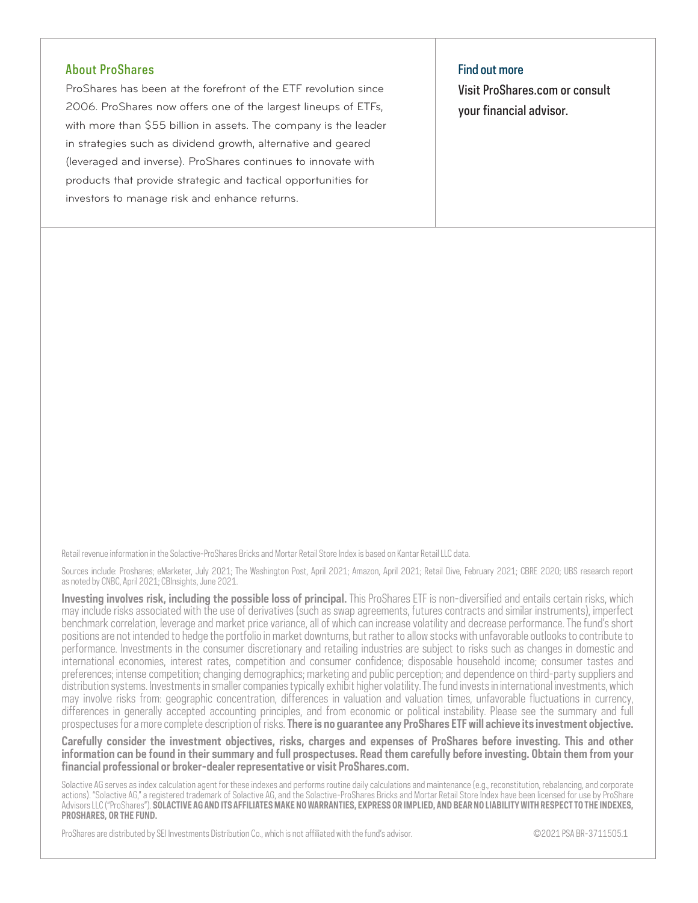## About ProShares

ProShares has been at the forefront of the ETF revolution since 2006. ProShares now offers one of the largest lineups of ETFs, with more than $55 billion in assets. The company is the leader in strategies such as dividend growth, alternative and geared (leveraged and inverse). ProShares continues to innovate with products that provide strategic and tactical opportunities for investors to manage risk and enhance returns.

## Find out more

Visit ProShares.com or consult your financial advisor.

Retail revenue information in the Solactive-ProShares Bricks and Mortar Retail Store Index is based on Kantar Retail LLC data.

Sources include: Proshares; eMarketer, July 2021; The Washington Post, April 2021; Amazon, April 2021; Retail Dive, February 2021; CBRE 2020; UBS research report as noted by CNBC, April 2021; CBInsights, June 2021.

**Investing involves risk, including the possible loss of principal.** This ProShares ETF is non-diversified and entails certain risks, which may include risks associated with the use of derivatives (such as swap agreements, futures contracts and similar instruments), imperfect benchmark correlation, leverage and market price variance, all of which can increase volatility and decrease performance. The fund's short positions are not intended to hedge the portfolio in market downturns, but rather to allow stocks with unfavorable outlooks to contribute to performance. Investments in the consumer discretionary and retailing industries are subject to risks such as changes in domestic and international economies, interest rates, competition and consumer confidence; disposable household income; consumer tastes and preferences; intense competition; changing demographics; marketing and public perception; and dependence on third-party suppliers and distribution systems. Investments in smaller companies typically exhibit higher volatility. The fund invests in international investments, which may involve risks from: geographic concentration, differences in valuation and valuation times, unfavorable fluctuations in currency, differences in generally accepted accounting principles, and from economic or political instability. Please see the summary and full prospectuses for a more complete description of risks. **There is no guarantee any ProShares ETF will achieve its investment objective.**

**Carefully consider the investment objectives, risks, charges and expenses of ProShares before investing. This and other information can be found in their summary and full prospectuses. Read them carefully before investing. Obtain them from your financial professional or broker-dealer representative or visit ProShares.com.**

Solactive AG serves as index calculation agent for these indexes and performs routine daily calculations and maintenance (e.g., reconstitution, rebalancing, and corporate actions). "Solactive AG," a registered trademark of Solactive AG, and the Solactive-ProShares Bricks and Mortar Retail Store Index have been licensed for use by ProShare Advisors LLC ("ProShares"). **SOLACTIVE AG AND ITS AFFILIATES MAKE NO WARRANTIES, EXPRESS OR IMPLIED, AND BEAR NO LIABILITY WITH RESPECT TO THE INDEXES, PROSHARES, OR THE FUND.**

ProShares are distributed by SEI Investments Distribution Co., which is not affiliated with the fund's advisor.

©2021 PSA BR-3711505.1